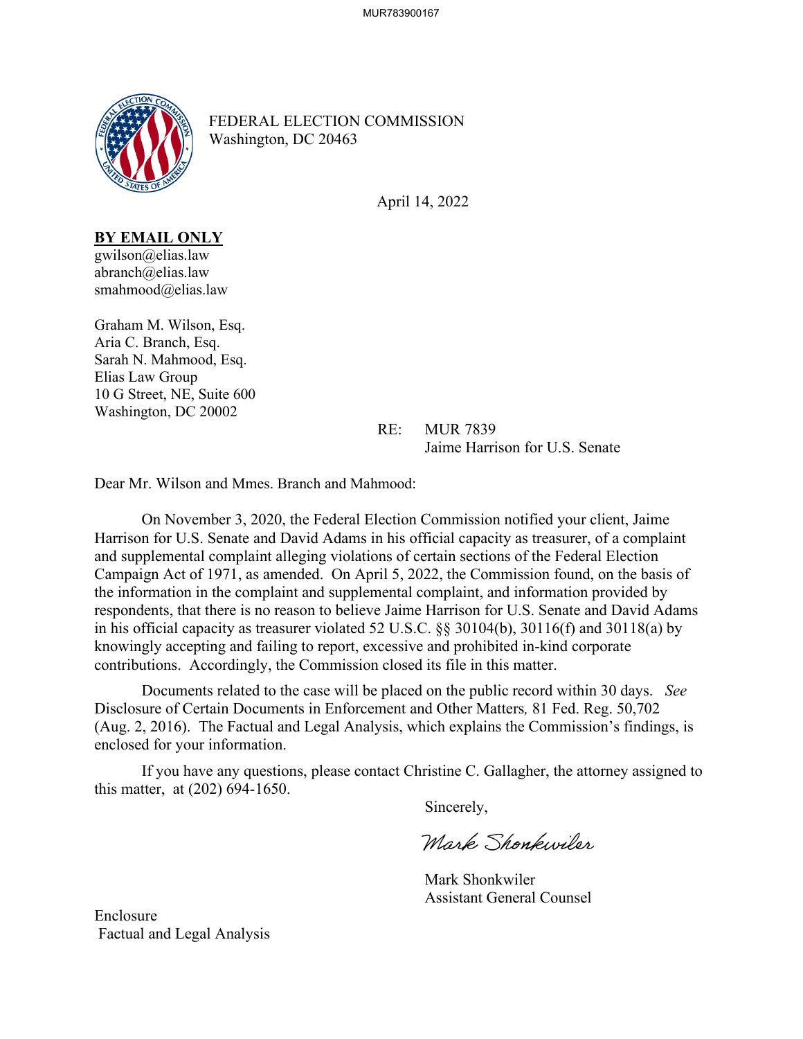FEDERAL ELECTION COMMISSION
Washington, DC 20463

April 14, 2022

**BY EMAIL ONLY**
gwilson@elias.law
abranch@elias.law
smahmood@elias.law

Graham M. Wilson, Esq.
Aria C. Branch, Esq.
Sarah N. Mahmood, Esq.
Elias Law Group
10 G Street, NE, Suite 600
Washington, DC 20002

RE: MUR 7839
Jaime Harrison for U.S. Senate

Dear Mr. Wilson and Mmes. Branch and Mahmood:

On November 3, 2020, the Federal Election Commission notified your client, Jaime Harrison for U.S. Senate and David Adams in his official capacity as treasurer, of a complaint and supplemental complaint alleging violations of certain sections of the Federal Election Campaign Act of 1971, as amended. On April 5, 2022, the Commission found, on the basis of the information in the complaint and supplemental complaint, and information provided by respondents, that there is no reason to believe Jaime Harrison for U.S. Senate and David Adams in his official capacity as treasurer violated 52 U.S.C. §§ 30104(b), 30116(f) and 30118(a) by knowingly accepting and failing to report, excessive and prohibited in-kind corporate contributions. Accordingly, the Commission closed its file in this matter.

Documents related to the case will be placed on the public record within 30 days. *See* Disclosure of Certain Documents in Enforcement and Other Matters*,* 81 Fed. Reg. 50,702 (Aug. 2, 2016). The Factual and Legal Analysis, which explains the Commission's findings, is enclosed for your information.

If you have any questions, please contact Christine C. Gallagher, the attorney assigned to this matter, at (202) 694-1650.

Sincerely,

Mark Shonkwiler

Mark Shonkwiler
Assistant General Counsel

Enclosure
Factual and Legal Analysis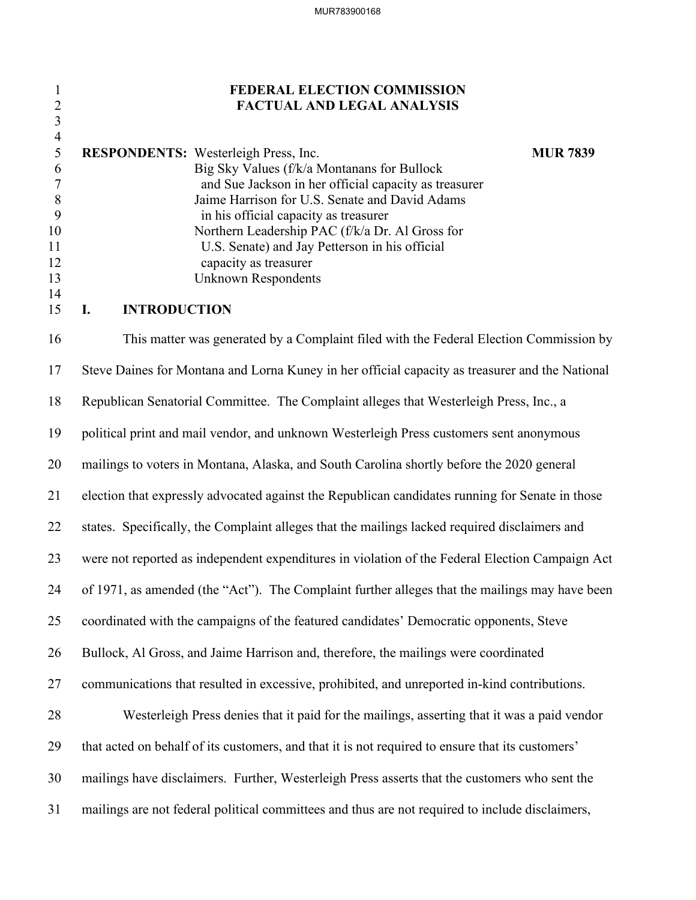# FEDERAL ELECTION COMMISSION
# FACTUAL AND LEGAL ANALYSIS

**RESPONDENTS:** Westerleigh Press, Inc. **MUR 7839**
Big Sky Values (f/k/a Montanans for Bullock and Sue Jackson in her official capacity as treasurer
Jaime Harrison for U.S. Senate and David Adams in his official capacity as treasurer
Northern Leadership PAC (f/k/a Dr. Al Gross for U.S. Senate) and Jay Petterson in his official capacity as treasurer
Unknown Respondents

## I. INTRODUCTION

This matter was generated by a Complaint filed with the Federal Election Commission by Steve Daines for Montana and Lorna Kuney in her official capacity as treasurer and the National Republican Senatorial Committee. The Complaint alleges that Westerleigh Press, Inc., a political print and mail vendor, and unknown Westerleigh Press customers sent anonymous mailings to voters in Montana, Alaska, and South Carolina shortly before the 2020 general election that expressly advocated against the Republican candidates running for Senate in those states. Specifically, the Complaint alleges that the mailings lacked required disclaimers and were not reported as independent expenditures in violation of the Federal Election Campaign Act of 1971, as amended (the "Act"). The Complaint further alleges that the mailings may have been coordinated with the campaigns of the featured candidates' Democratic opponents, Steve Bullock, Al Gross, and Jaime Harrison and, therefore, the mailings were coordinated communications that resulted in excessive, prohibited, and unreported in-kind contributions.

Westerleigh Press denies that it paid for the mailings, asserting that it was a paid vendor that acted on behalf of its customers, and that it is not required to ensure that its customers' mailings have disclaimers. Further, Westerleigh Press asserts that the customers who sent the mailings are not federal political committees and thus are not required to include disclaimers,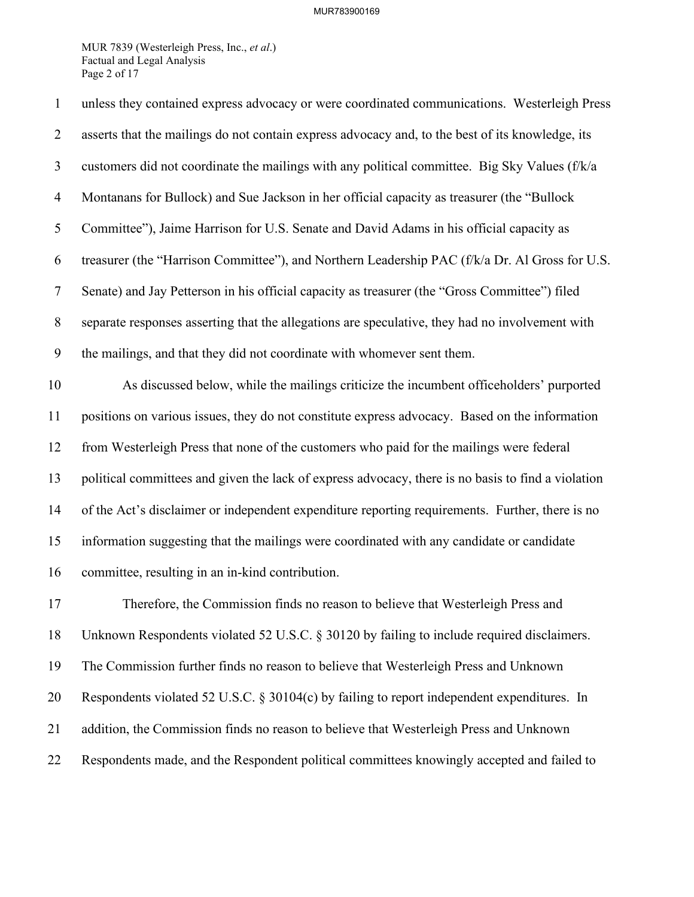unless they contained express advocacy or were coordinated communications. Westerleigh Press asserts that the mailings do not contain express advocacy and, to the best of its knowledge, its customers did not coordinate the mailings with any political committee. Big Sky Values (f/k/a Montanans for Bullock) and Sue Jackson in her official capacity as treasurer (the "Bullock Committee"), Jaime Harrison for U.S. Senate and David Adams in his official capacity as treasurer (the "Harrison Committee"), and Northern Leadership PAC (f/k/a Dr. Al Gross for U.S. Senate) and Jay Petterson in his official capacity as treasurer (the "Gross Committee") filed separate responses asserting that the allegations are speculative, they had no involvement with the mailings, and that they did not coordinate with whomever sent them.

As discussed below, while the mailings criticize the incumbent officeholders' purported positions on various issues, they do not constitute express advocacy. Based on the information from Westerleigh Press that none of the customers who paid for the mailings were federal political committees and given the lack of express advocacy, there is no basis to find a violation of the Act's disclaimer or independent expenditure reporting requirements. Further, there is no information suggesting that the mailings were coordinated with any candidate or candidate committee, resulting in an in-kind contribution.

Therefore, the Commission finds no reason to believe that Westerleigh Press and Unknown Respondents violated 52 U.S.C. § 30120 by failing to include required disclaimers. The Commission further finds no reason to believe that Westerleigh Press and Unknown Respondents violated 52 U.S.C. § 30104(c) by failing to report independent expenditures. In addition, the Commission finds no reason to believe that Westerleigh Press and Unknown Respondents made, and the Respondent political committees knowingly accepted and failed to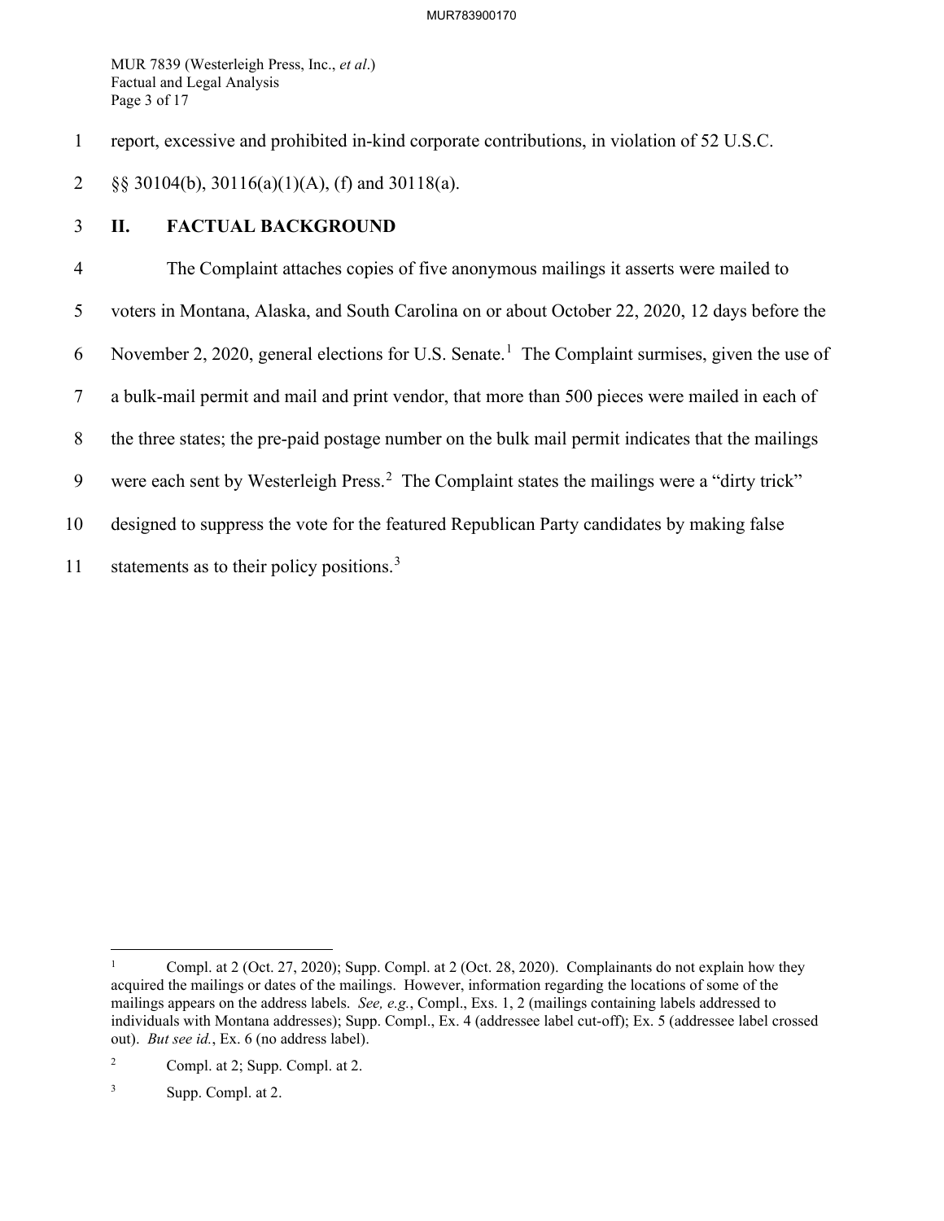report, excessive and prohibited in-kind corporate contributions, in violation of 52 U.S.C. §§ 30104(b), 30116(a)(1)(A), (f) and 30118(a).

## II. FACTUAL BACKGROUND

The Complaint attaches copies of five anonymous mailings it asserts were mailed to voters in Montana, Alaska, and South Carolina on or about October 22, 2020, 12 days before the November 2, 2020, general elections for U.S. Senate.[1] The Complaint surmises, given the use of a bulk-mail permit and mail and print vendor, that more than 500 pieces were mailed in each of the three states; the pre-paid postage number on the bulk mail permit indicates that the mailings were each sent by Westerleigh Press.[2] The Complaint states the mailings were a "dirty trick" designed to suppress the vote for the featured Republican Party candidates by making false statements as to their policy positions.[3]

---

[1] Compl. at 2 (Oct. 27, 2020); Supp. Compl. at 2 (Oct. 28, 2020). Complainants do not explain how they acquired the mailings or dates of the mailings. However, information regarding the locations of some of the mailings appears on the address labels. *See, e.g.*, Compl., Exs. 1, 2 (mailings containing labels addressed to individuals with Montana addresses); Supp. Compl., Ex. 4 (addressee label cut-off); Ex. 5 (addressee label crossed out). *But see id.*, Ex. 6 (no address label).

[2] Compl. at 2; Supp. Compl. at 2.

[3] Supp. Compl. at 2.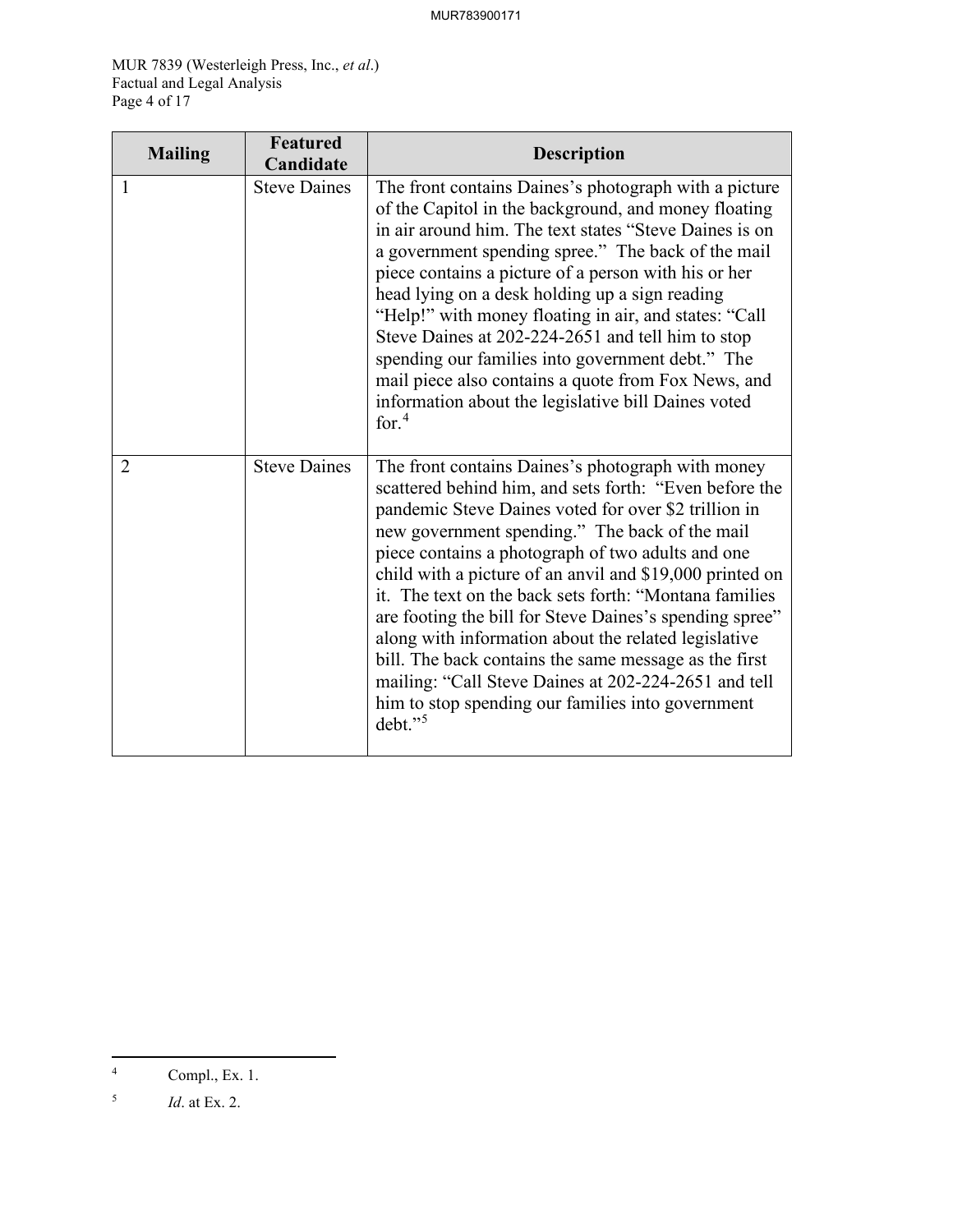| Mailing | Featured Candidate | Description |
|---|---|---|
| 1 | Steve Daines | The front contains Daines's photograph with a picture of the Capitol in the background, and money floating in air around him. The text states "Steve Daines is on a government spending spree." The back of the mail piece contains a picture of a person with his or her head lying on a desk holding up a sign reading "Help!" with money floating in air, and states: "Call Steve Daines at 202-224-2651 and tell him to stop spending our families into government debt." The mail piece also contains a quote from Fox News, and information about the legislative bill Daines voted for.[4] |
| 2 | Steve Daines | The front contains Daines's photograph with money scattered behind him, and sets forth: "Even before the pandemic Steve Daines voted for over $2 trillion in new government spending." The back of the mail piece contains a photograph of two adults and one child with a picture of an anvil and $19,000 printed on it. The text on the back sets forth: "Montana families are footing the bill for Steve Daines's spending spree" along with information about the related legislative bill. The back contains the same message as the first mailing: "Call Steve Daines at 202-224-2651 and tell him to stop spending our families into government debt."[5] |

[4] Compl., Ex. 1.

[5] *Id*. at Ex. 2.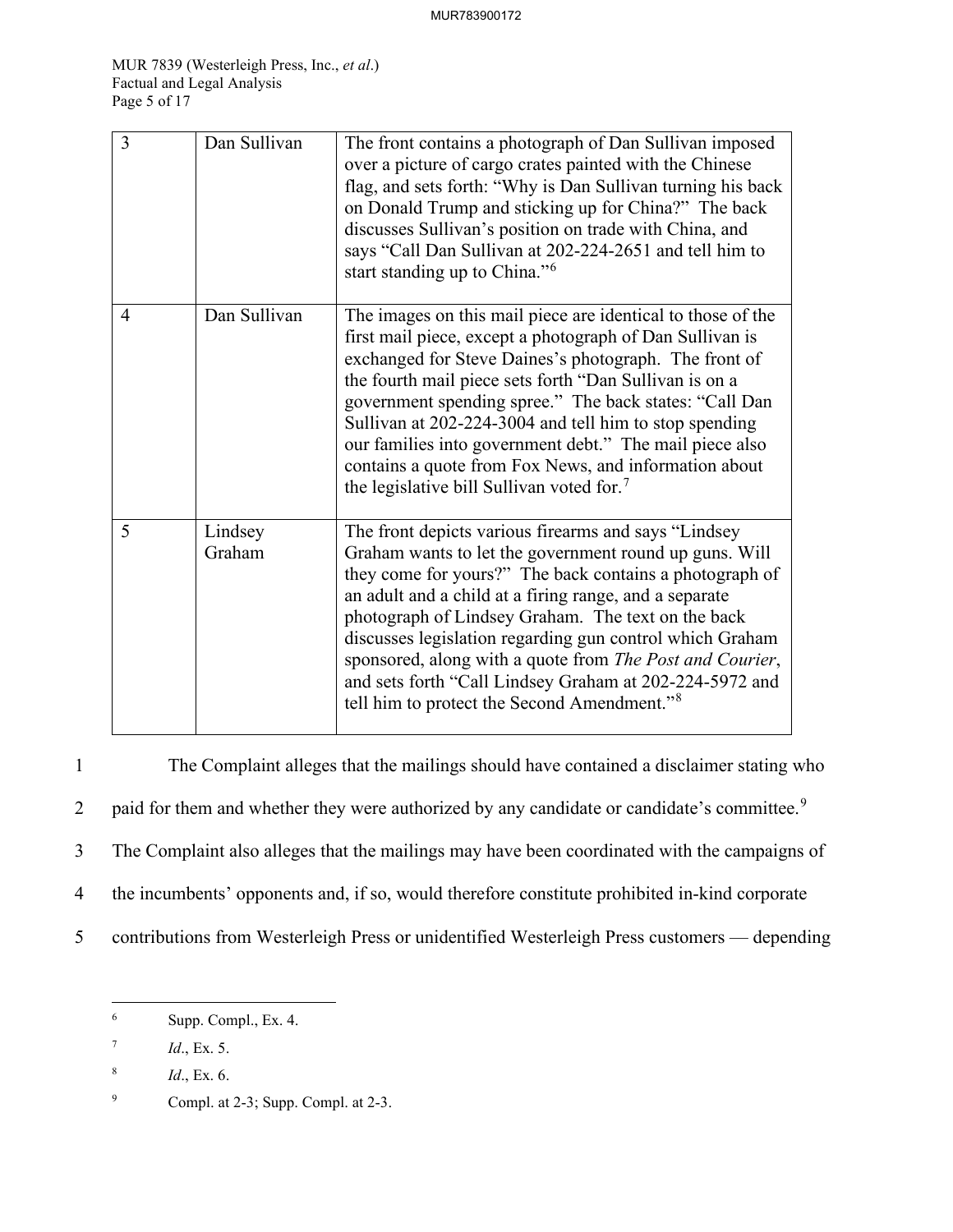| 3 | Dan Sullivan | The front contains a photograph of Dan Sullivan imposed over a picture of cargo crates painted with the Chinese flag, and sets forth: "Why is Dan Sullivan turning his back on Donald Trump and sticking up for China?" The back discusses Sullivan's position on trade with China, and says "Call Dan Sullivan at 202-224-2651 and tell him to start standing up to China."[6] |
|---|---|---|
| 4 | Dan Sullivan | The images on this mail piece are identical to those of the first mail piece, except a photograph of Dan Sullivan is exchanged for Steve Daines's photograph. The front of the fourth mail piece sets forth "Dan Sullivan is on a government spending spree." The back states: "Call Dan Sullivan at 202-224-3004 and tell him to stop spending our families into government debt." The mail piece also contains a quote from Fox News, and information about the legislative bill Sullivan voted for.[7] |
| 5 | Lindsey Graham | The front depicts various firearms and says "Lindsey Graham wants to let the government round up guns. Will they come for yours?" The back contains a photograph of an adult and a child at a firing range, and a separate photograph of Lindsey Graham. The text on the back discusses legislation regarding gun control which Graham sponsored, along with a quote from *The Post and Courier*, and sets forth "Call Lindsey Graham at 202-224-5972 and tell him to protect the Second Amendment."[8] |

The Complaint alleges that the mailings should have contained a disclaimer stating who paid for them and whether they were authorized by any candidate or candidate's committee.[9] The Complaint also alleges that the mailings may have been coordinated with the campaigns of the incumbents' opponents and, if so, would therefore constitute prohibited in-kind corporate contributions from Westerleigh Press or unidentified Westerleigh Press customers — depending

---

[6] Supp. Compl., Ex. 4.

[7] *Id*., Ex. 5.

[8] *Id*., Ex. 6.

[9] Compl. at 2-3; Supp. Compl. at 2-3.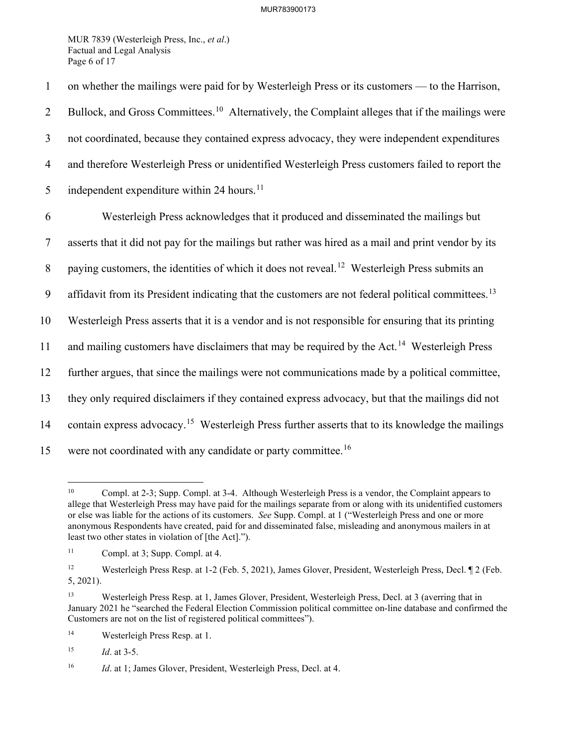on whether the mailings were paid for by Westerleigh Press or its customers — to the Harrison, Bullock, and Gross Committees.[10] Alternatively, the Complaint alleges that if the mailings were not coordinated, because they contained express advocacy, they were independent expenditures and therefore Westerleigh Press or unidentified Westerleigh Press customers failed to report the independent expenditure within 24 hours.[11]

Westerleigh Press acknowledges that it produced and disseminated the mailings but asserts that it did not pay for the mailings but rather was hired as a mail and print vendor by its paying customers, the identities of which it does not reveal.[12] Westerleigh Press submits an affidavit from its President indicating that the customers are not federal political committees.[13] Westerleigh Press asserts that it is a vendor and is not responsible for ensuring that its printing and mailing customers have disclaimers that may be required by the Act.[14] Westerleigh Press further argues, that since the mailings were not communications made by a political committee, they only required disclaimers if they contained express advocacy, but that the mailings did not contain express advocacy.[15] Westerleigh Press further asserts that to its knowledge the mailings were not coordinated with any candidate or party committee.[16]

---

[10] Compl. at 2-3; Supp. Compl. at 3-4. Although Westerleigh Press is a vendor, the Complaint appears to allege that Westerleigh Press may have paid for the mailings separate from or along with its unidentified customers or else was liable for the actions of its customers. *See* Supp. Compl. at 1 ("Westerleigh Press and one or more anonymous Respondents have created, paid for and disseminated false, misleading and anonymous mailers in at least two other states in violation of [the Act].").

[11] Compl. at 3; Supp. Compl. at 4.

[12] Westerleigh Press Resp. at 1-2 (Feb. 5, 2021), James Glover, President, Westerleigh Press, Decl. ¶ 2 (Feb. 5, 2021).

[13] Westerleigh Press Resp. at 1, James Glover, President, Westerleigh Press, Decl. at 3 (averring that in January 2021 he "searched the Federal Election Commission political committee on-line database and confirmed the Customers are not on the list of registered political committees").

[14] Westerleigh Press Resp. at 1.

[15] *Id*. at 3-5.

[16] *Id*. at 1; James Glover, President, Westerleigh Press, Decl. at 4.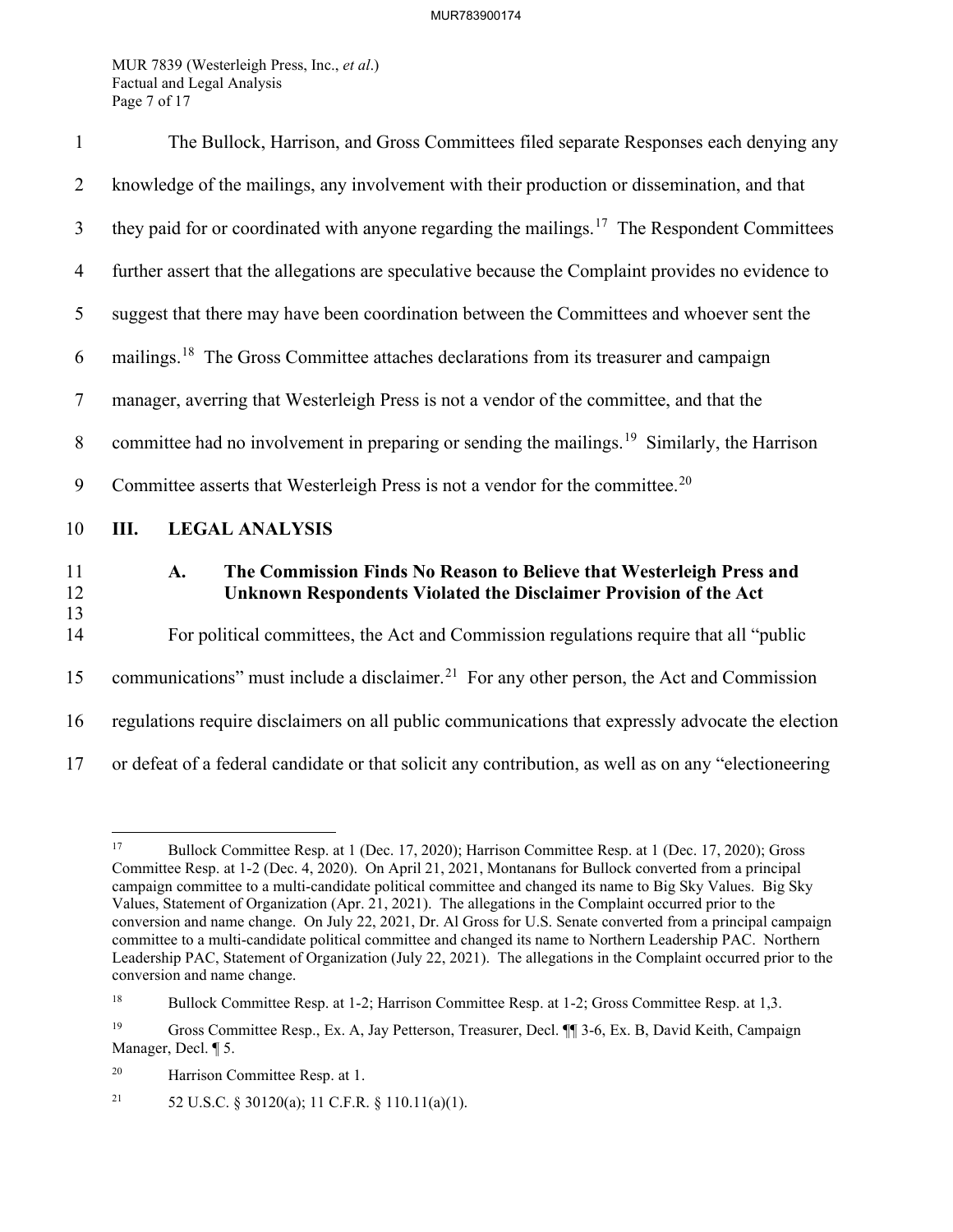The Bullock, Harrison, and Gross Committees filed separate Responses each denying any knowledge of the mailings, any involvement with their production or dissemination, and that they paid for or coordinated with anyone regarding the mailings.[17] The Respondent Committees further assert that the allegations are speculative because the Complaint provides no evidence to suggest that there may have been coordination between the Committees and whoever sent the mailings.[18] The Gross Committee attaches declarations from its treasurer and campaign manager, averring that Westerleigh Press is not a vendor of the committee, and that the committee had no involvement in preparing or sending the mailings.[19] Similarly, the Harrison Committee asserts that Westerleigh Press is not a vendor for the committee.[20]

## III. LEGAL ANALYSIS

### A. The Commission Finds No Reason to Believe that Westerleigh Press and Unknown Respondents Violated the Disclaimer Provision of the Act

For political committees, the Act and Commission regulations require that all "public communications" must include a disclaimer.[21] For any other person, the Act and Commission regulations require disclaimers on all public communications that expressly advocate the election or defeat of a federal candidate or that solicit any contribution, as well as on any "electioneering

---

[17] Bullock Committee Resp. at 1 (Dec. 17, 2020); Harrison Committee Resp. at 1 (Dec. 17, 2020); Gross Committee Resp. at 1-2 (Dec. 4, 2020). On April 21, 2021, Montanans for Bullock converted from a principal campaign committee to a multi-candidate political committee and changed its name to Big Sky Values. Big Sky Values, Statement of Organization (Apr. 21, 2021). The allegations in the Complaint occurred prior to the conversion and name change. On July 22, 2021, Dr. Al Gross for U.S. Senate converted from a principal campaign committee to a multi-candidate political committee and changed its name to Northern Leadership PAC. Northern Leadership PAC, Statement of Organization (July 22, 2021). The allegations in the Complaint occurred prior to the conversion and name change.

[18] Bullock Committee Resp. at 1-2; Harrison Committee Resp. at 1-2; Gross Committee Resp. at 1,3.

[19] Gross Committee Resp., Ex. A, Jay Petterson, Treasurer, Decl. ¶¶ 3-6, Ex. B, David Keith, Campaign Manager, Decl. ¶ 5.

[20] Harrison Committee Resp. at 1.

[21] 52 U.S.C. § 30120(a); 11 C.F.R. § 110.11(a)(1).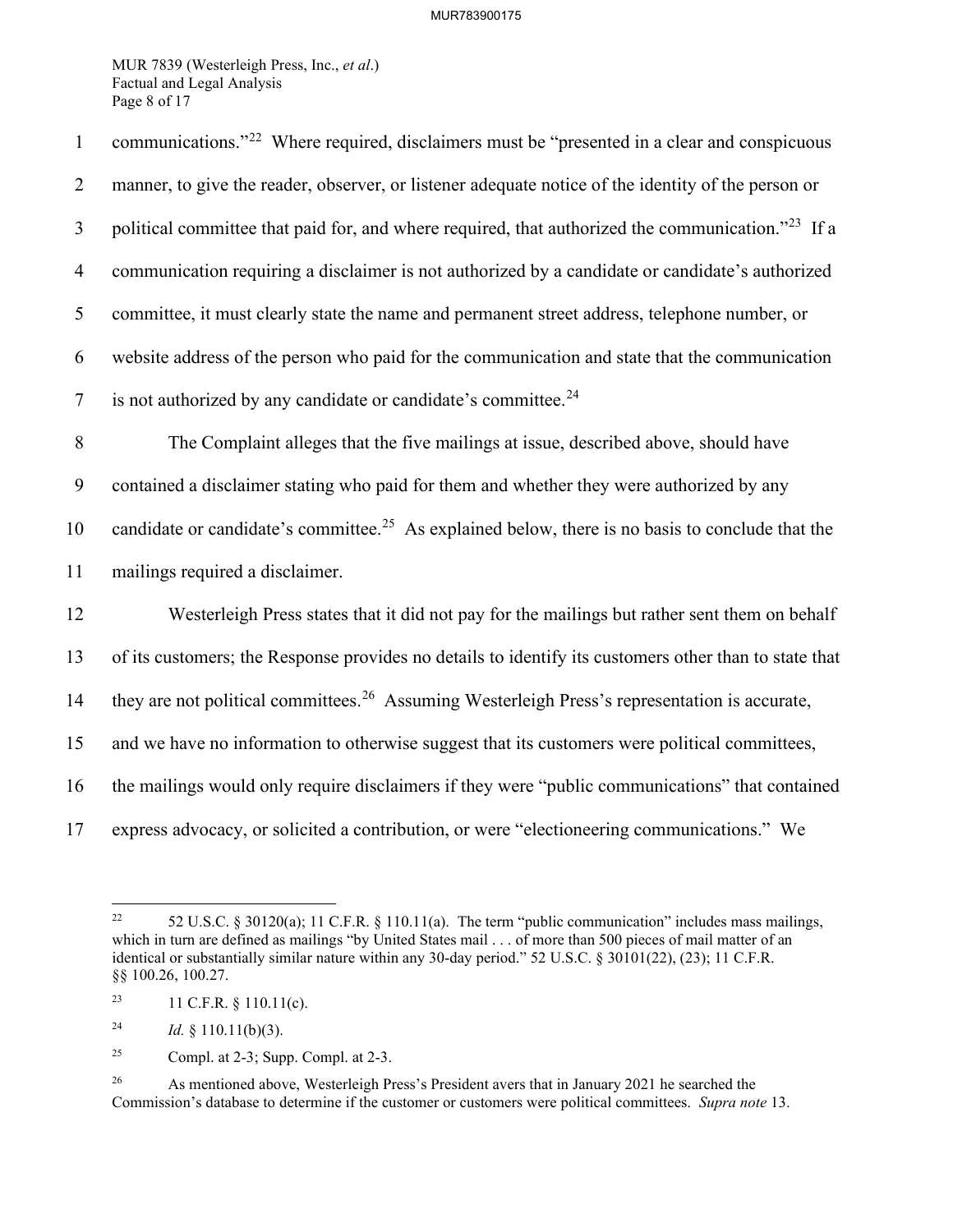communications."[22] Where required, disclaimers must be "presented in a clear and conspicuous manner, to give the reader, observer, or listener adequate notice of the identity of the person or political committee that paid for, and where required, that authorized the communication."[23] If a communication requiring a disclaimer is not authorized by a candidate or candidate's authorized committee, it must clearly state the name and permanent street address, telephone number, or website address of the person who paid for the communication and state that the communication is not authorized by any candidate or candidate's committee.[24]

The Complaint alleges that the five mailings at issue, described above, should have contained a disclaimer stating who paid for them and whether they were authorized by any candidate or candidate's committee.[25] As explained below, there is no basis to conclude that the mailings required a disclaimer.

Westerleigh Press states that it did not pay for the mailings but rather sent them on behalf of its customers; the Response provides no details to identify its customers other than to state that they are not political committees.[26] Assuming Westerleigh Press's representation is accurate, and we have no information to otherwise suggest that its customers were political committees, the mailings would only require disclaimers if they were "public communications" that contained express advocacy, or solicited a contribution, or were "electioneering communications." We

---

[22] 52 U.S.C. § 30120(a); 11 C.F.R. § 110.11(a). The term "public communication" includes mass mailings, which in turn are defined as mailings "by United States mail . . . of more than 500 pieces of mail matter of an identical or substantially similar nature within any 30-day period." 52 U.S.C. § 30101(22), (23); 11 C.F.R. §§ 100.26, 100.27.

[23] 11 C.F.R. § 110.11(c).

[24] *Id.* § 110.11(b)(3).

[25] Compl. at 2-3; Supp. Compl. at 2-3.

[26] As mentioned above, Westerleigh Press's President avers that in January 2021 he searched the Commission's database to determine if the customer or customers were political committees. *Supra note* 13.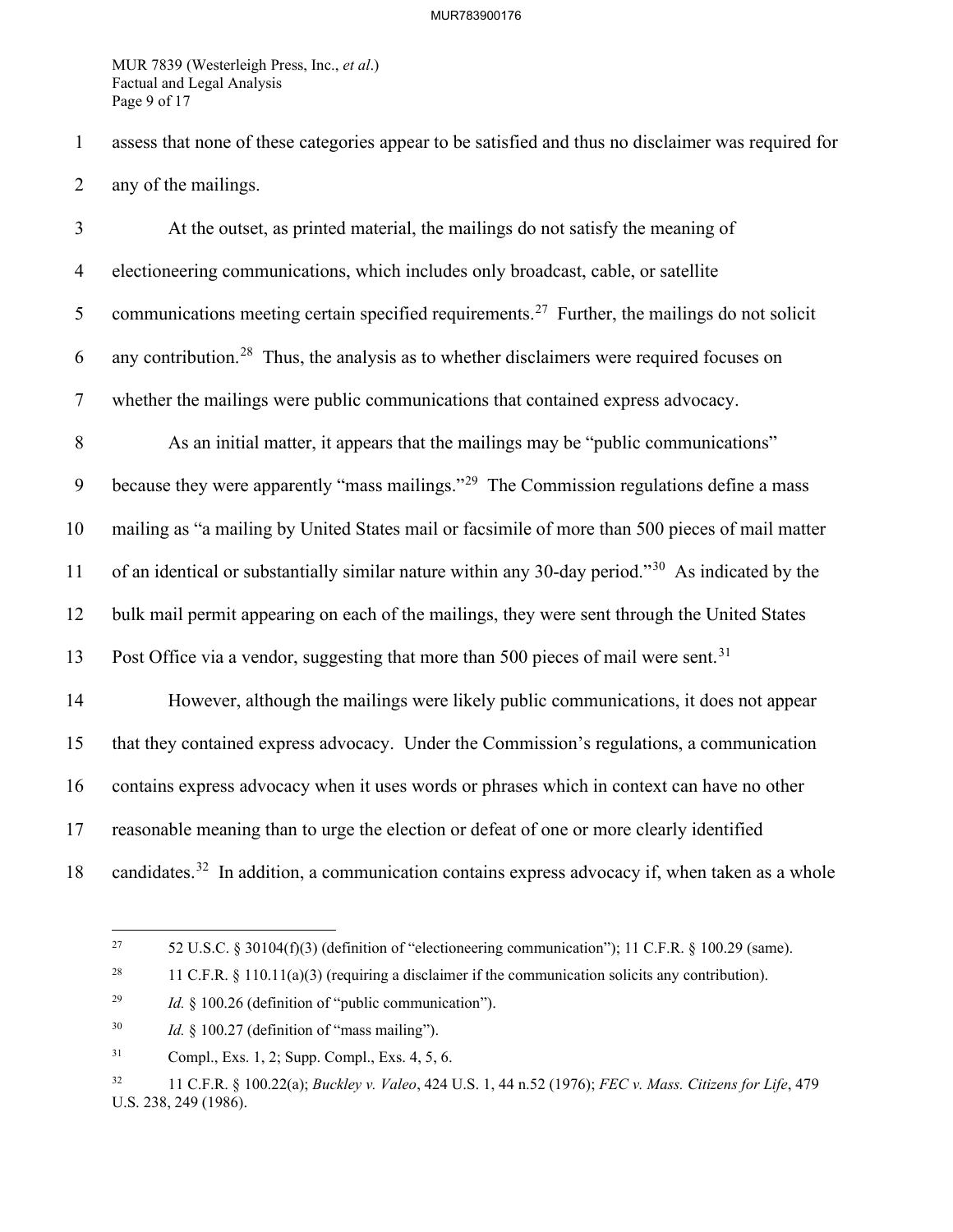assess that none of these categories appear to be satisfied and thus no disclaimer was required for any of the mailings.

At the outset, as printed material, the mailings do not satisfy the meaning of electioneering communications, which includes only broadcast, cable, or satellite communications meeting certain specified requirements.[27] Further, the mailings do not solicit any contribution.[28] Thus, the analysis as to whether disclaimers were required focuses on whether the mailings were public communications that contained express advocacy.

As an initial matter, it appears that the mailings may be "public communications" because they were apparently "mass mailings."[29] The Commission regulations define a mass mailing as "a mailing by United States mail or facsimile of more than 500 pieces of mail matter of an identical or substantially similar nature within any 30-day period."[30] As indicated by the bulk mail permit appearing on each of the mailings, they were sent through the United States Post Office via a vendor, suggesting that more than 500 pieces of mail were sent.[31]

However, although the mailings were likely public communications, it does not appear that they contained express advocacy. Under the Commission's regulations, a communication contains express advocacy when it uses words or phrases which in context can have no other reasonable meaning than to urge the election or defeat of one or more clearly identified candidates.[32] In addition, a communication contains express advocacy if, when taken as a whole

---

[27] 52 U.S.C. § 30104(f)(3) (definition of "electioneering communication"); 11 C.F.R. § 100.29 (same).

[28] 11 C.F.R. § 110.11(a)(3) (requiring a disclaimer if the communication solicits any contribution).

[29] *Id.* § 100.26 (definition of "public communication").

[30] *Id.* § 100.27 (definition of "mass mailing").

[31] Compl., Exs. 1, 2; Supp. Compl., Exs. 4, 5, 6.

[32] 11 C.F.R. § 100.22(a); *Buckley v. Valeo*, 424 U.S. 1, 44 n.52 (1976); *FEC v. Mass. Citizens for Life*, 479 U.S. 238, 249 (1986).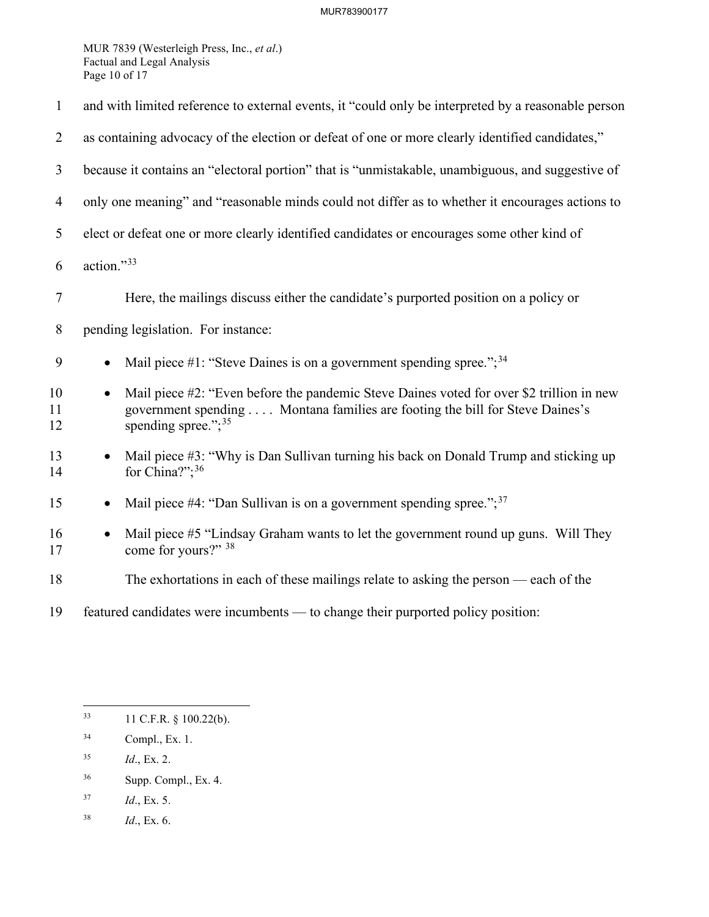and with limited reference to external events, it "could only be interpreted by a reasonable person as containing advocacy of the election or defeat of one or more clearly identified candidates," because it contains an "electoral portion" that is "unmistakable, unambiguous, and suggestive of only one meaning" and "reasonable minds could not differ as to whether it encourages actions to elect or defeat one or more clearly identified candidates or encourages some other kind of action."[33]

Here, the mailings discuss either the candidate's purported position on a policy or pending legislation. For instance:

- Mail piece #1: "Steve Daines is on a government spending spree.";[34]
- Mail piece #2: "Even before the pandemic Steve Daines voted for over $2 trillion in new government spending . . . . Montana families are footing the bill for Steve Daines's spending spree.";[35]
- Mail piece #3: "Why is Dan Sullivan turning his back on Donald Trump and sticking up for China?";[36]
- Mail piece #4: "Dan Sullivan is on a government spending spree.";[37]
- Mail piece #5 "Lindsay Graham wants to let the government round up guns. Will They come for yours?" [38]

The exhortations in each of these mailings relate to asking the person — each of the featured candidates were incumbents — to change their purported policy position:

---

[33] 11 C.F.R. § 100.22(b).

[34] Compl., Ex. 1.

[35] *Id*., Ex. 2.

[36] Supp. Compl., Ex. 4.

[37] *Id*., Ex. 5.

[38] *Id*., Ex. 6.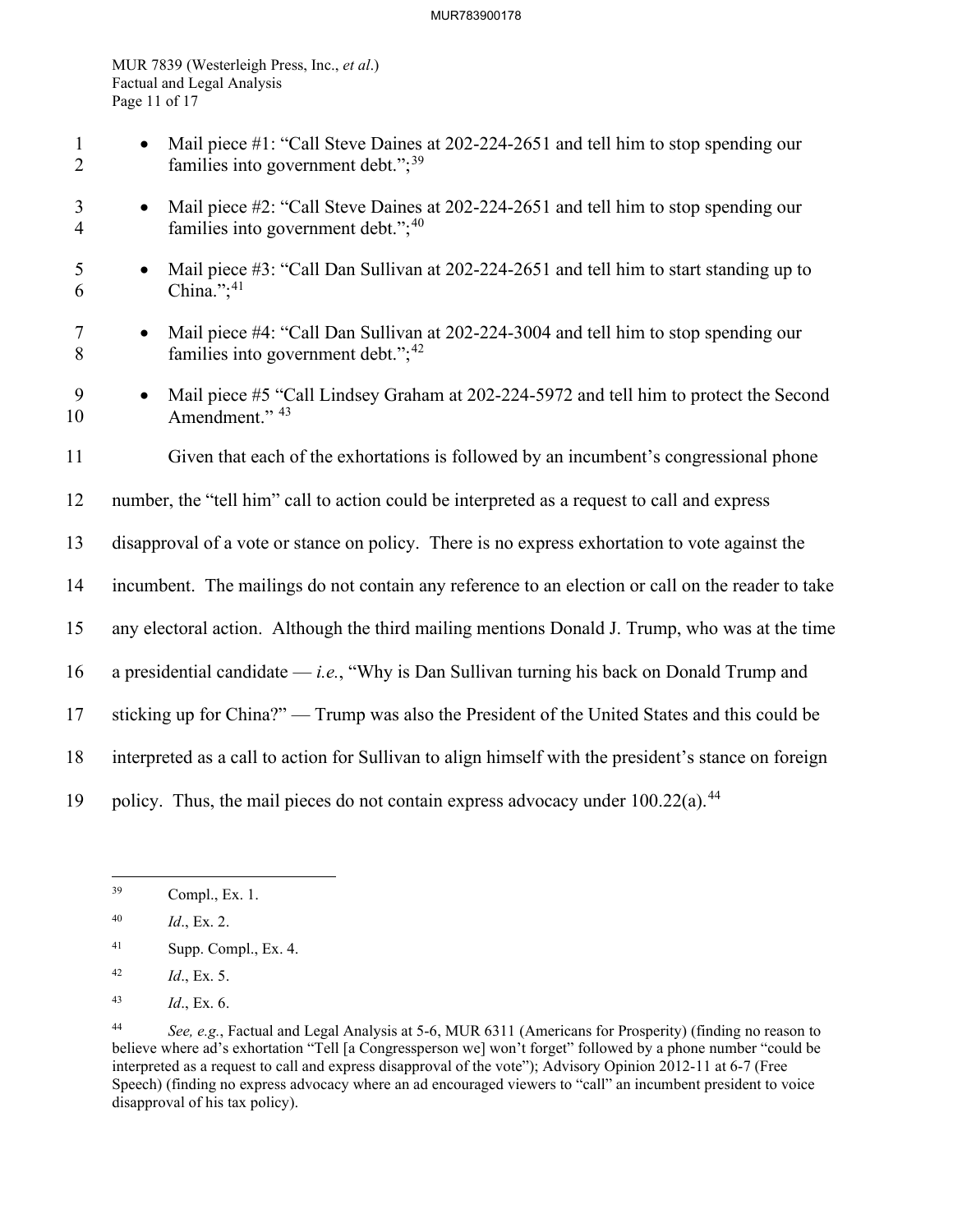- Mail piece #1: "Call Steve Daines at 202-224-2651 and tell him to stop spending our families into government debt.";[39]
- Mail piece #2: "Call Steve Daines at 202-224-2651 and tell him to stop spending our families into government debt.";[40]
- Mail piece #3: "Call Dan Sullivan at 202-224-2651 and tell him to start standing up to China.";[41]
- Mail piece #4: "Call Dan Sullivan at 202-224-3004 and tell him to stop spending our families into government debt.";[42]
- Mail piece #5 "Call Lindsey Graham at 202-224-5972 and tell him to protect the Second Amendment." [43]

Given that each of the exhortations is followed by an incumbent's congressional phone number, the "tell him" call to action could be interpreted as a request to call and express disapproval of a vote or stance on policy. There is no express exhortation to vote against the incumbent. The mailings do not contain any reference to an election or call on the reader to take any electoral action. Although the third mailing mentions Donald J. Trump, who was at the time a presidential candidate — *i.e.*, "Why is Dan Sullivan turning his back on Donald Trump and sticking up for China?" — Trump was also the President of the United States and this could be interpreted as a call to action for Sullivan to align himself with the president's stance on foreign policy. Thus, the mail pieces do not contain express advocacy under 100.22(a).[44]

---

[39] Compl., Ex. 1.

[40] *Id*., Ex. 2.

[41] Supp. Compl., Ex. 4.

[42] *Id*., Ex. 5.

[43] *Id*., Ex. 6.

[44] *See, e.g.*, Factual and Legal Analysis at 5-6, MUR 6311 (Americans for Prosperity) (finding no reason to believe where ad's exhortation "Tell [a Congressperson we] won't forget" followed by a phone number "could be interpreted as a request to call and express disapproval of the vote"); Advisory Opinion 2012-11 at 6-7 (Free Speech) (finding no express advocacy where an ad encouraged viewers to "call" an incumbent president to voice disapproval of his tax policy).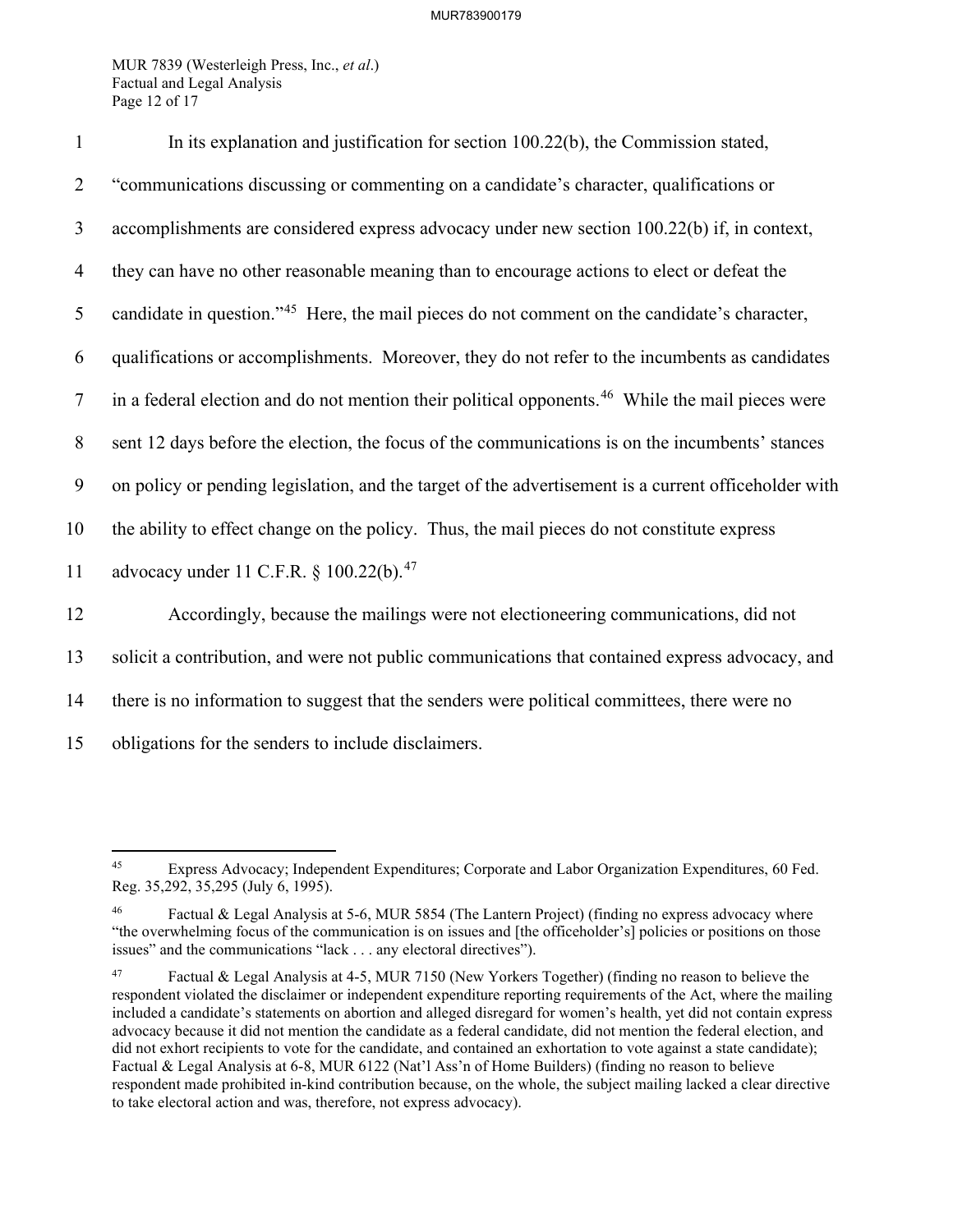In its explanation and justification for section 100.22(b), the Commission stated, "communications discussing or commenting on a candidate's character, qualifications or accomplishments are considered express advocacy under new section 100.22(b) if, in context, they can have no other reasonable meaning than to encourage actions to elect or defeat the candidate in question."[45] Here, the mail pieces do not comment on the candidate's character, qualifications or accomplishments. Moreover, they do not refer to the incumbents as candidates in a federal election and do not mention their political opponents.[46] While the mail pieces were sent 12 days before the election, the focus of the communications is on the incumbents' stances on policy or pending legislation, and the target of the advertisement is a current officeholder with the ability to effect change on the policy. Thus, the mail pieces do not constitute express advocacy under 11 C.F.R. § 100.22(b).[47]

Accordingly, because the mailings were not electioneering communications, did not solicit a contribution, and were not public communications that contained express advocacy, and there is no information to suggest that the senders were political committees, there were no obligations for the senders to include disclaimers.

---

[45] Express Advocacy; Independent Expenditures; Corporate and Labor Organization Expenditures, 60 Fed. Reg. 35,292, 35,295 (July 6, 1995).

[46] Factual & Legal Analysis at 5-6, MUR 5854 (The Lantern Project) (finding no express advocacy where "the overwhelming focus of the communication is on issues and [the officeholder's] policies or positions on those issues" and the communications "lack . . . any electoral directives").

[47] Factual & Legal Analysis at 4-5, MUR 7150 (New Yorkers Together) (finding no reason to believe the respondent violated the disclaimer or independent expenditure reporting requirements of the Act, where the mailing included a candidate's statements on abortion and alleged disregard for women's health, yet did not contain express advocacy because it did not mention the candidate as a federal candidate, did not mention the federal election, and did not exhort recipients to vote for the candidate, and contained an exhortation to vote against a state candidate); Factual & Legal Analysis at 6-8, MUR 6122 (Nat'l Ass'n of Home Builders) (finding no reason to believe respondent made prohibited in-kind contribution because, on the whole, the subject mailing lacked a clear directive to take electoral action and was, therefore, not express advocacy).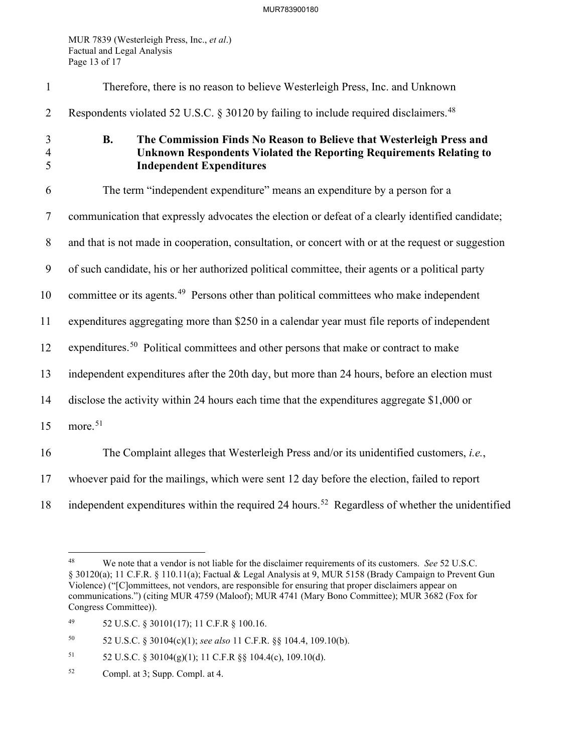Therefore, there is no reason to believe Westerleigh Press, Inc. and Unknown Respondents violated 52 U.S.C. § 30120 by failing to include required disclaimers.[48]

### B. The Commission Finds No Reason to Believe that Westerleigh Press and Unknown Respondents Violated the Reporting Requirements Relating to Independent Expenditures

The term "independent expenditure" means an expenditure by a person for a communication that expressly advocates the election or defeat of a clearly identified candidate; and that is not made in cooperation, consultation, or concert with or at the request or suggestion of such candidate, his or her authorized political committee, their agents or a political party committee or its agents.[49] Persons other than political committees who make independent expenditures aggregating more than $250 in a calendar year must file reports of independent expenditures.[50] Political committees and other persons that make or contract to make independent expenditures after the 20th day, but more than 24 hours, before an election must disclose the activity within 24 hours each time that the expenditures aggregate $1,000 or more.[51]

The Complaint alleges that Westerleigh Press and/or its unidentified customers, *i.e.*, whoever paid for the mailings, which were sent 12 day before the election, failed to report independent expenditures within the required 24 hours.[52] Regardless of whether the unidentified

---

[48] We note that a vendor is not liable for the disclaimer requirements of its customers. *See* 52 U.S.C. § 30120(a); 11 C.F.R. § 110.11(a); Factual & Legal Analysis at 9, MUR 5158 (Brady Campaign to Prevent Gun Violence) ("[C]ommittees, not vendors, are responsible for ensuring that proper disclaimers appear on communications.") (citing MUR 4759 (Maloof); MUR 4741 (Mary Bono Committee); MUR 3682 (Fox for Congress Committee)).

[49] 52 U.S.C. § 30101(17); 11 C.F.R § 100.16.

[50] 52 U.S.C. § 30104(c)(1); *see also* 11 C.F.R. §§ 104.4, 109.10(b).

[51] 52 U.S.C. § 30104(g)(1); 11 C.F.R §§ 104.4(c), 109.10(d).

[52] Compl. at 3; Supp. Compl. at 4.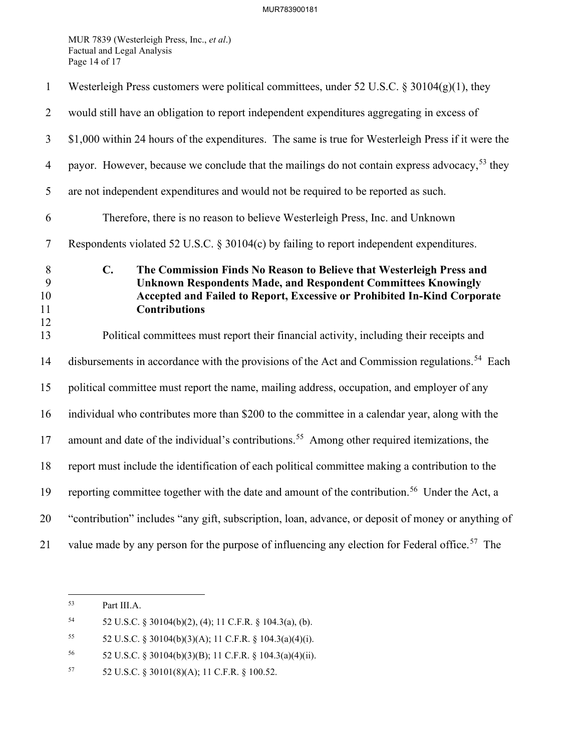Westerleigh Press customers were political committees, under 52 U.S.C. § 30104(g)(1), they would still have an obligation to report independent expenditures aggregating in excess of $1,000 within 24 hours of the expenditures. The same is true for Westerleigh Press if it were the payor. However, because we conclude that the mailings do not contain express advocacy,[53] they are not independent expenditures and would not be required to be reported as such.

Therefore, there is no reason to believe Westerleigh Press, Inc. and Unknown Respondents violated 52 U.S.C. § 30104(c) by failing to report independent expenditures.

### C. The Commission Finds No Reason to Believe that Westerleigh Press and Unknown Respondents Made, and Respondent Committees Knowingly Accepted and Failed to Report, Excessive or Prohibited In-Kind Corporate Contributions

Political committees must report their financial activity, including their receipts and disbursements in accordance with the provisions of the Act and Commission regulations.[54] Each political committee must report the name, mailing address, occupation, and employer of any individual who contributes more than $200 to the committee in a calendar year, along with the amount and date of the individual's contributions.[55] Among other required itemizations, the report must include the identification of each political committee making a contribution to the reporting committee together with the date and amount of the contribution.[56] Under the Act, a "contribution" includes "any gift, subscription, loan, advance, or deposit of money or anything of value made by any person for the purpose of influencing any election for Federal office.[57] The

---

[53] Part III.A.

[54] 52 U.S.C. § 30104(b)(2), (4); 11 C.F.R. § 104.3(a), (b).

[55] 52 U.S.C. § 30104(b)(3)(A); 11 C.F.R. § 104.3(a)(4)(i).

[56] 52 U.S.C. § 30104(b)(3)(B); 11 C.F.R. § 104.3(a)(4)(ii).

[57] 52 U.S.C. § 30101(8)(A); 11 C.F.R. § 100.52.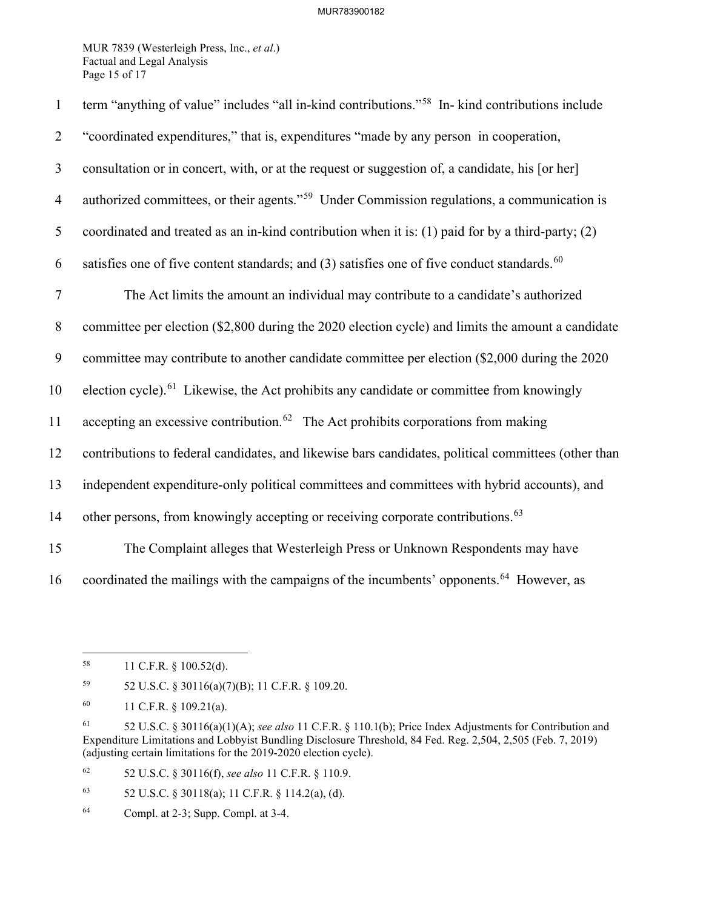term "anything of value" includes "all in-kind contributions."[58] In- kind contributions include "coordinated expenditures," that is, expenditures "made by any person in cooperation, consultation or in concert, with, or at the request or suggestion of, a candidate, his [or her] authorized committees, or their agents."[59] Under Commission regulations, a communication is coordinated and treated as an in-kind contribution when it is: (1) paid for by a third-party; (2) satisfies one of five content standards; and (3) satisfies one of five conduct standards.[60]

The Act limits the amount an individual may contribute to a candidate's authorized committee per election ($2,800 during the 2020 election cycle) and limits the amount a candidate committee may contribute to another candidate committee per election ($2,000 during the 2020 election cycle).[61] Likewise, the Act prohibits any candidate or committee from knowingly accepting an excessive contribution.[62] The Act prohibits corporations from making contributions to federal candidates, and likewise bars candidates, political committees (other than independent expenditure-only political committees and committees with hybrid accounts), and other persons, from knowingly accepting or receiving corporate contributions.[63]

The Complaint alleges that Westerleigh Press or Unknown Respondents may have coordinated the mailings with the campaigns of the incumbents' opponents.[64] However, as

---

[58] 11 C.F.R. § 100.52(d).

[59] 52 U.S.C. § 30116(a)(7)(B); 11 C.F.R. § 109.20.

[60] 11 C.F.R. § 109.21(a).

[61] 52 U.S.C. § 30116(a)(1)(A); *see also* 11 C.F.R. § 110.1(b); Price Index Adjustments for Contribution and Expenditure Limitations and Lobbyist Bundling Disclosure Threshold, 84 Fed. Reg. 2,504, 2,505 (Feb. 7, 2019) (adjusting certain limitations for the 2019-2020 election cycle).

[62] 52 U.S.C. § 30116(f), *see also* 11 C.F.R. § 110.9.

[63] 52 U.S.C. § 30118(a); 11 C.F.R. § 114.2(a), (d).

[64] Compl. at 2-3; Supp. Compl. at 3-4.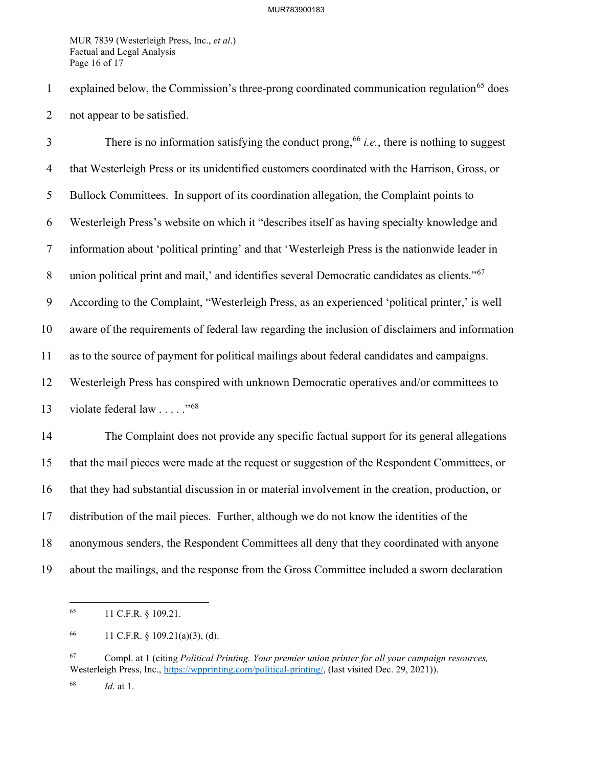explained below, the Commission's three-prong coordinated communication regulation[65] does not appear to be satisfied.

There is no information satisfying the conduct prong,[66] *i.e.*, there is nothing to suggest that Westerleigh Press or its unidentified customers coordinated with the Harrison, Gross, or Bullock Committees. In support of its coordination allegation, the Complaint points to Westerleigh Press's website on which it "describes itself as having specialty knowledge and information about 'political printing' and that 'Westerleigh Press is the nationwide leader in union political print and mail,' and identifies several Democratic candidates as clients."[67] According to the Complaint, "Westerleigh Press, as an experienced 'political printer,' is well aware of the requirements of federal law regarding the inclusion of disclaimers and information as to the source of payment for political mailings about federal candidates and campaigns. Westerleigh Press has conspired with unknown Democratic operatives and/or committees to violate federal law . . . . ."[68]

The Complaint does not provide any specific factual support for its general allegations that the mail pieces were made at the request or suggestion of the Respondent Committees, or that they had substantial discussion in or material involvement in the creation, production, or distribution of the mail pieces. Further, although we do not know the identities of the anonymous senders, the Respondent Committees all deny that they coordinated with anyone about the mailings, and the response from the Gross Committee included a sworn declaration

---

[65] 11 C.F.R. § 109.21.

[66] 11 C.F.R. § 109.21(a)(3), (d).

[67] Compl. at 1 (citing *Political Printing. Your premier union printer for all your campaign resources,* Westerleigh Press, Inc., https://wpprinting.com/political-printing/, (last visited Dec. 29, 2021)).

[68] *Id*. at 1.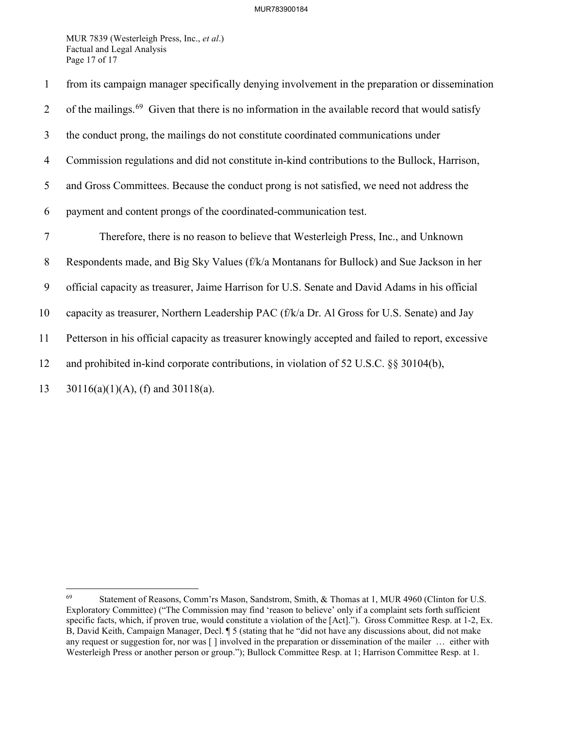from its campaign manager specifically denying involvement in the preparation or dissemination of the mailings.[69] Given that there is no information in the available record that would satisfy the conduct prong, the mailings do not constitute coordinated communications under Commission regulations and did not constitute in-kind contributions to the Bullock, Harrison, and Gross Committees. Because the conduct prong is not satisfied, we need not address the payment and content prongs of the coordinated-communication test.

Therefore, there is no reason to believe that Westerleigh Press, Inc., and Unknown Respondents made, and Big Sky Values (f/k/a Montanans for Bullock) and Sue Jackson in her official capacity as treasurer, Jaime Harrison for U.S. Senate and David Adams in his official capacity as treasurer, Northern Leadership PAC (f/k/a Dr. Al Gross for U.S. Senate) and Jay Petterson in his official capacity as treasurer knowingly accepted and failed to report, excessive and prohibited in-kind corporate contributions, in violation of 52 U.S.C. §§ 30104(b), 30116(a)(1)(A), (f) and 30118(a).

---

[69] Statement of Reasons, Comm'rs Mason, Sandstrom, Smith, & Thomas at 1, MUR 4960 (Clinton for U.S. Exploratory Committee) ("The Commission may find 'reason to believe' only if a complaint sets forth sufficient specific facts, which, if proven true, would constitute a violation of the [Act]."). Gross Committee Resp. at 1-2, Ex. B, David Keith, Campaign Manager, Decl. ¶ 5 (stating that he "did not have any discussions about, did not make any request or suggestion for, nor was [ ] involved in the preparation or dissemination of the mailer … either with Westerleigh Press or another person or group."); Bullock Committee Resp. at 1; Harrison Committee Resp. at 1.